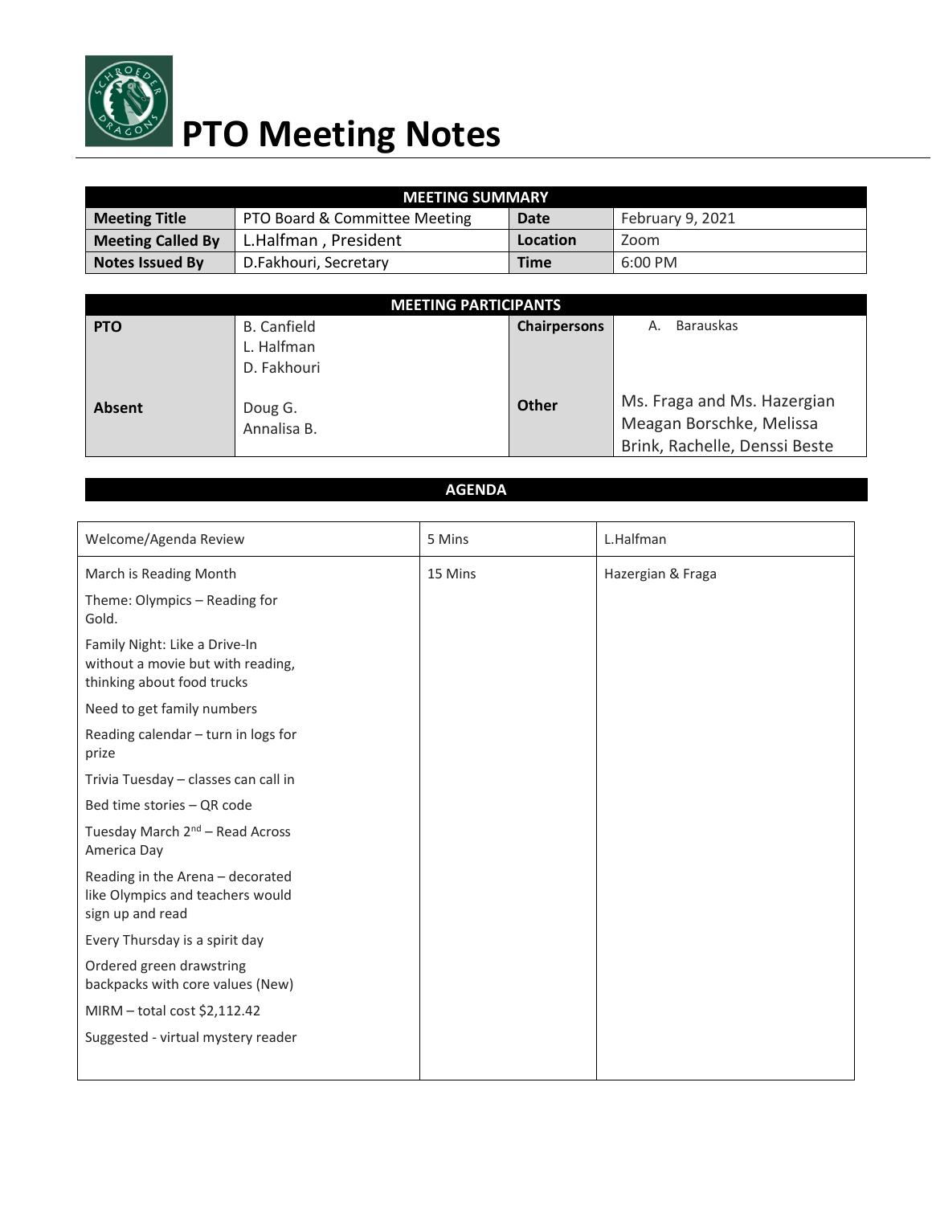# PTO Meeting Notes

| MEETING SUMMARY | | | |
|---|---|---|---|
| **Meeting Title** | PTO Board & Committee Meeting | **Date** | February 9, 2021 |
| **Meeting Called By** | L.Halfman , President | **Location** | Zoom |
| **Notes Issued By** | D.Fakhouri, Secretary | **Time** | 6:00 PM |

| MEETING PARTICIPANTS | | | |
|---|---|---|---|
| **PTO** | B. Canfield<br>L. Halfman<br>D. Fakhouri | **Chairpersons** | A. Barauskas |
| **Absent** | Doug G.<br>Annalisa B. | **Other** | Ms. Fraga and Ms. Hazergian<br>Meagan Borschke, Melissa Brink, Rachelle, Denssi Beste |

## AGENDA

| | | |
|---|---|---|
| Welcome/Agenda Review | 5 Mins | L.Halfman |
| March is Reading Month<br><br>Theme: Olympics – Reading for Gold.<br><br>Family Night: Like a Drive-In without a movie but with reading, thinking about food trucks<br><br>Need to get family numbers<br><br>Reading calendar – turn in logs for prize<br><br>Trivia Tuesday – classes can call in<br><br>Bed time stories – QR code<br><br>Tuesday March 2nd – Read Across America Day<br><br>Reading in the Arena – decorated like Olympics and teachers would sign up and read<br><br>Every Thursday is a spirit day<br><br>Ordered green drawstring backpacks with core values (New)<br><br>MIRM – total cost $2,112.42<br><br>Suggested - virtual mystery reader | 15 Mins | Hazergian & Fraga |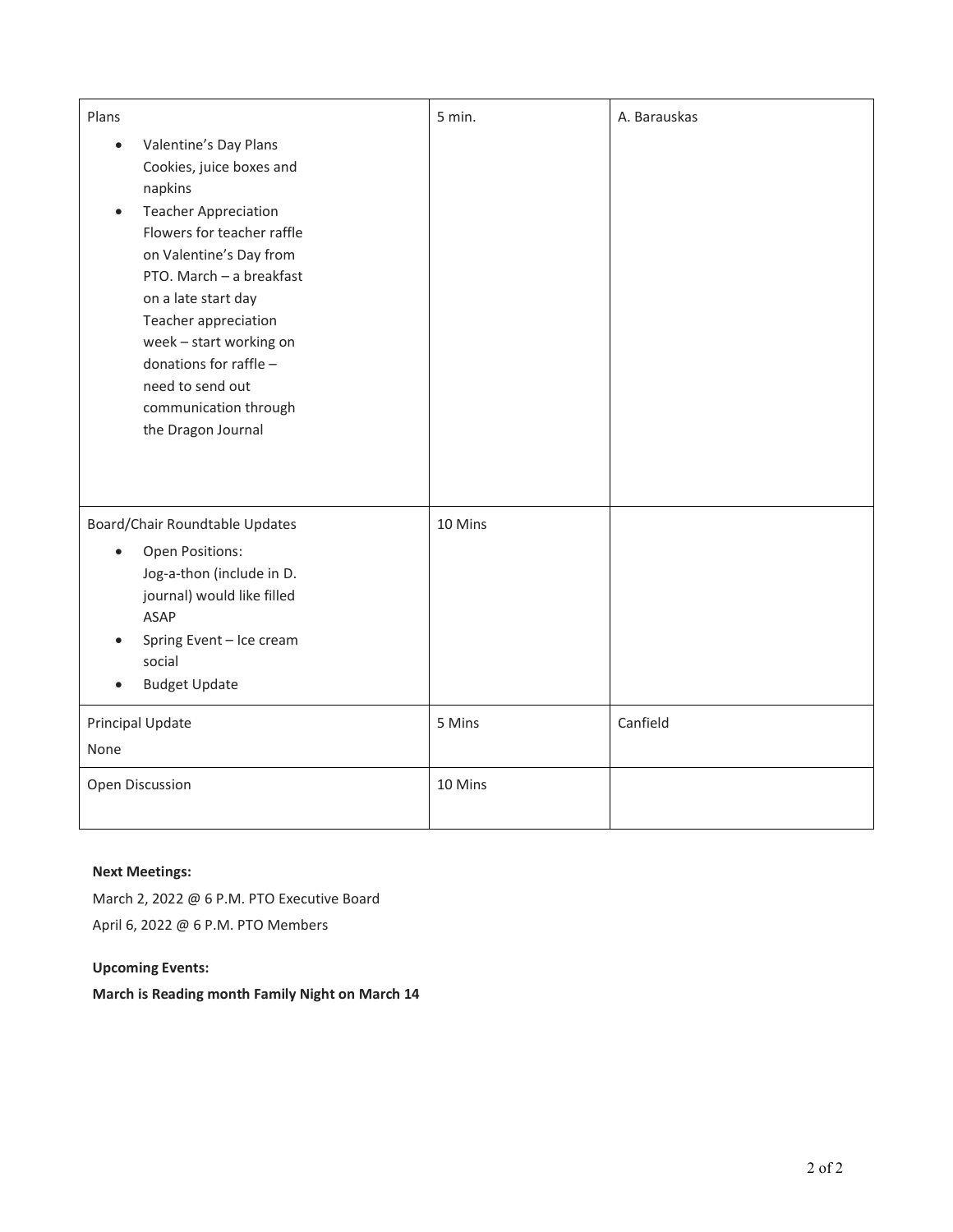| | | |
|---|---|---|
| Plans<br>• Valentine's Day Plans Cookies, juice boxes and napkins<br>• Teacher Appreciation Flowers for teacher raffle on Valentine's Day from PTO. March – a breakfast on a late start day Teacher appreciation week – start working on donations for raffle – need to send out communication through the Dragon Journal | 5 min. | A. Barauskas |
| Board/Chair Roundtable Updates<br>• Open Positions: Jog-a-thon (include in D. journal) would like filled ASAP<br>• Spring Event – Ice cream social<br>• Budget Update | 10 Mins | |
| Principal Update<br>None | 5 Mins | Canfield |
| Open Discussion | 10 Mins | |

**Next Meetings:**

March 2, 2022 @ 6 P.M. PTO Executive Board

April 6, 2022 @ 6 P.M. PTO Members

**Upcoming Events:**

**March is Reading month Family Night on March 14**